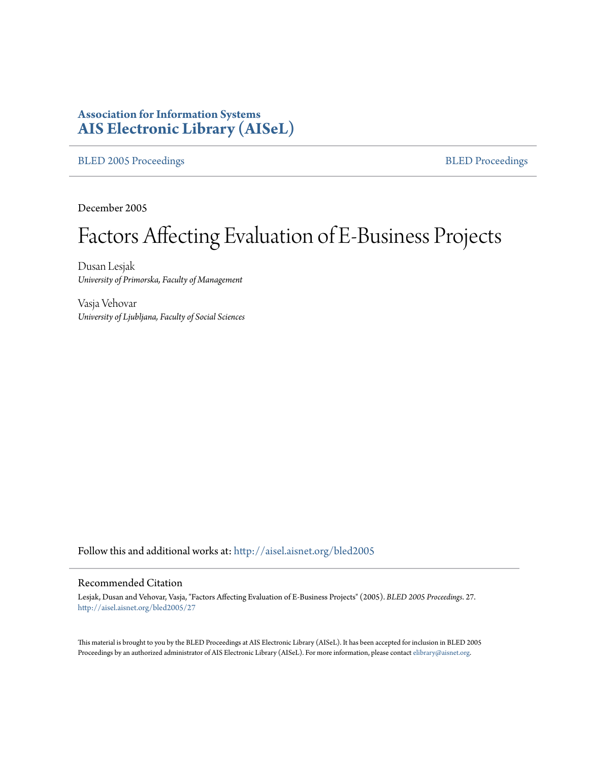**Association for Information Systems**
**AIS Electronic Library (AISeL)**

BLED 2005 Proceedings | BLED Proceedings

December 2005

# Factors Affecting Evaluation of E-Business Projects

Dusan Lesjak
*University of Primorska, Faculty of Management*

Vasja Vehovar
*University of Ljubljana, Faculty of Social Sciences*

Follow this and additional works at: http://aisel.aisnet.org/bled2005

## Recommended Citation

Lesjak, Dusan and Vehovar, Vasja, "Factors Affecting Evaluation of E-Business Projects" (2005). *BLED 2005 Proceedings*. 27.
http://aisel.aisnet.org/bled2005/27

This material is brought to you by the BLED Proceedings at AIS Electronic Library (AISeL). It has been accepted for inclusion in BLED 2005 Proceedings by an authorized administrator of AIS Electronic Library (AISeL). For more information, please contact elibrary@aisnet.org.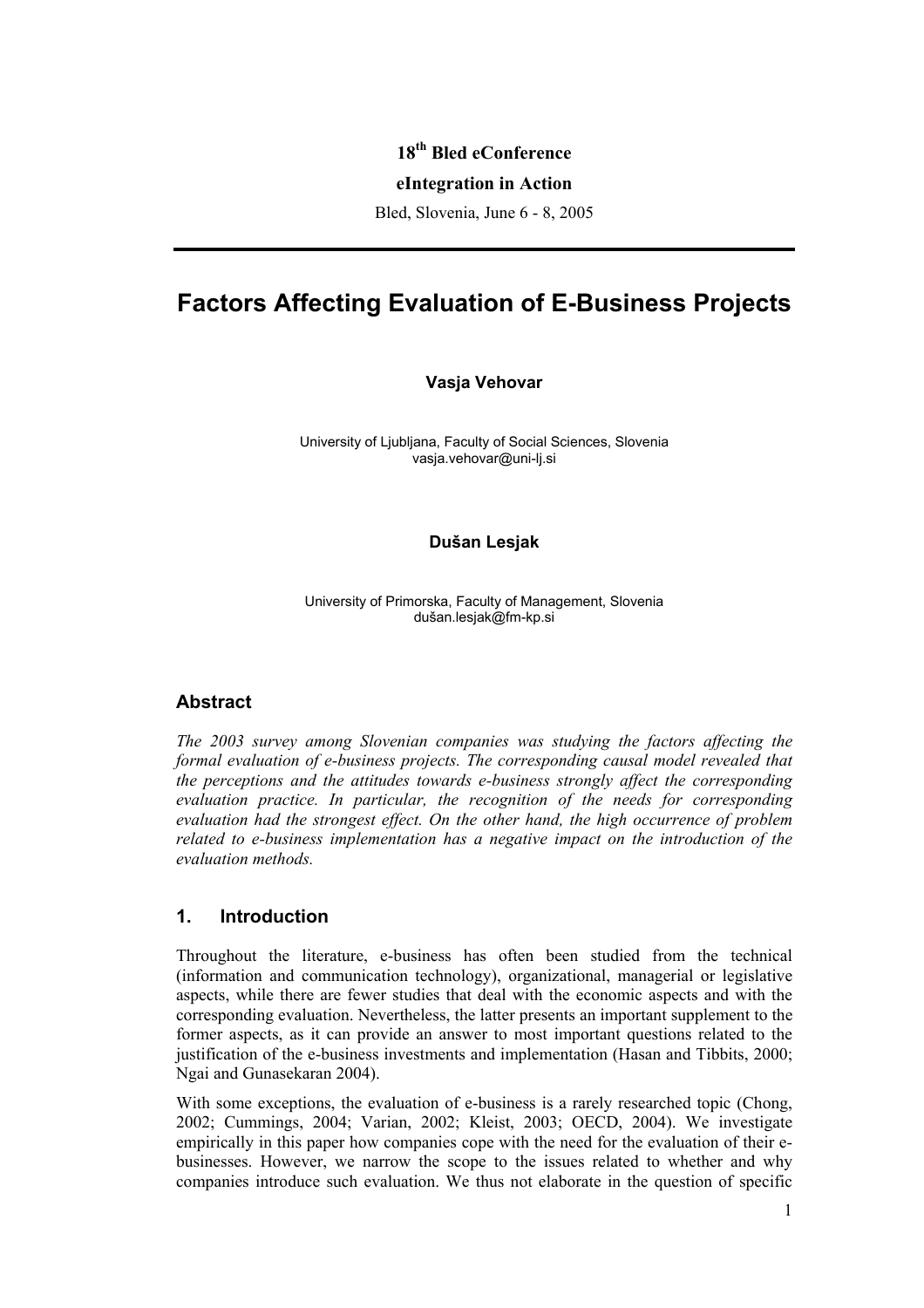**18th Bled eConference**

**eIntegration in Action**

Bled, Slovenia, June 6 - 8, 2005

# Factors Affecting Evaluation of E-Business Projects

**Vasja Vehovar**

University of Ljubljana, Faculty of Social Sciences, Slovenia
vasja.vehovar@uni-lj.si

**Dušan Lesjak**

University of Primorska, Faculty of Management, Slovenia
dušan.lesjak@fm-kp.si

## Abstract

*The 2003 survey among Slovenian companies was studying the factors affecting the formal evaluation of e-business projects. The corresponding causal model revealed that the perceptions and the attitudes towards e-business strongly affect the corresponding evaluation practice. In particular, the recognition of the needs for corresponding evaluation had the strongest effect. On the other hand, the high occurrence of problem related to e-business implementation has a negative impact on the introduction of the evaluation methods.*

## 1. Introduction

Throughout the literature, e-business has often been studied from the technical (information and communication technology), organizational, managerial or legislative aspects, while there are fewer studies that deal with the economic aspects and with the corresponding evaluation. Nevertheless, the latter presents an important supplement to the former aspects, as it can provide an answer to most important questions related to the justification of the e-business investments and implementation (Hasan and Tibbits, 2000; Ngai and Gunasekaran 2004).

With some exceptions, the evaluation of e-business is a rarely researched topic (Chong, 2002; Cummings, 2004; Varian, 2002; Kleist, 2003; OECD, 2004). We investigate empirically in this paper how companies cope with the need for the evaluation of their e-businesses. However, we narrow the scope to the issues related to whether and why companies introduce such evaluation. We thus not elaborate in the question of specific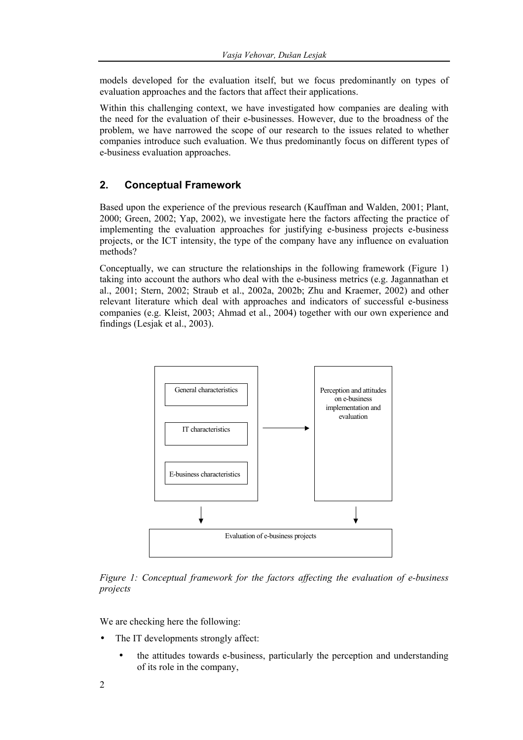models developed for the evaluation itself, but we focus predominantly on types of evaluation approaches and the factors that affect their applications.

Within this challenging context, we have investigated how companies are dealing with the need for the evaluation of their e-businesses. However, due to the broadness of the problem, we have narrowed the scope of our research to the issues related to whether companies introduce such evaluation. We thus predominantly focus on different types of e-business evaluation approaches.

## 2. Conceptual Framework

Based upon the experience of the previous research (Kauffman and Walden, 2001; Plant, 2000; Green, 2002; Yap, 2002), we investigate here the factors affecting the practice of implementing the evaluation approaches for justifying e-business projects e-business projects, or the ICT intensity, the type of the company have any influence on evaluation methods?

Conceptually, we can structure the relationships in the following framework (Figure 1) taking into account the authors who deal with the e-business metrics (e.g. Jagannathan et al., 2001; Stern, 2002; Straub et al., 2002a, 2002b; Zhu and Kraemer, 2002) and other relevant literature which deal with approaches and indicators of successful e-business companies (e.g. Kleist, 2003; Ahmad et al., 2004) together with our own experience and findings (Lesjak et al., 2003).

General characteristics

IT characteristics

E-business characteristics

Perception and attitudes on e-business implementation and evaluation

Evaluation of e-business projects

*Figure 1: Conceptual framework for the factors affecting the evaluation of e-business projects*

We are checking here the following:

- The IT developments strongly affect:
  - the attitudes towards e-business, particularly the perception and understanding of its role in the company,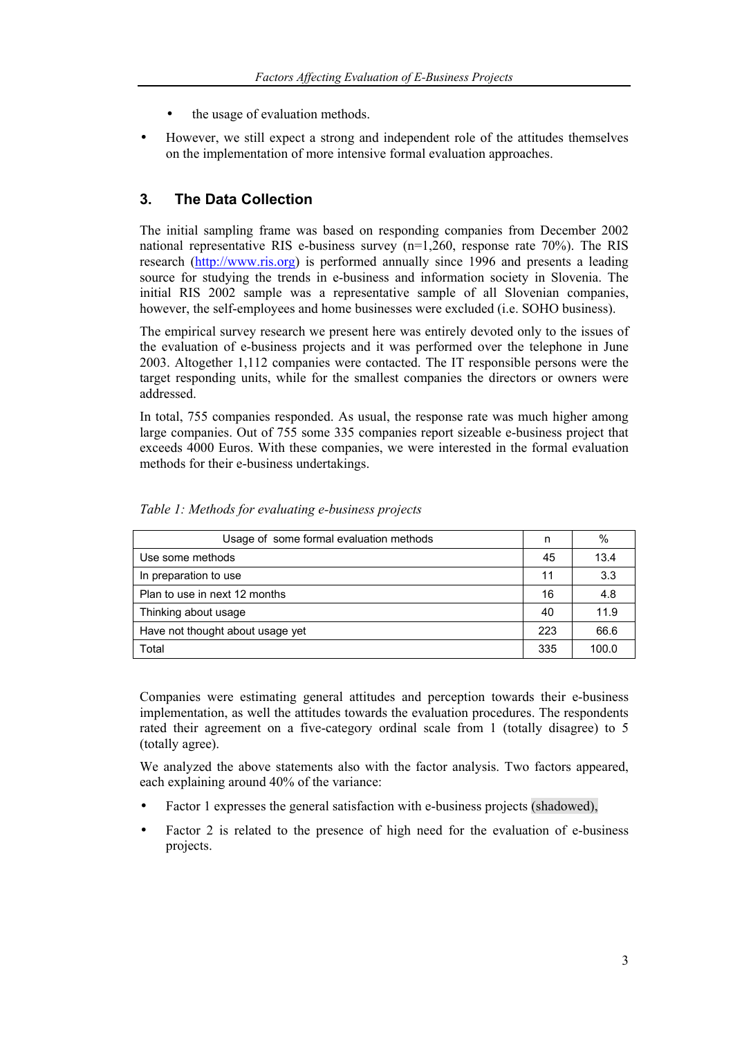- the usage of evaluation methods.

- However, we still expect a strong and independent role of the attitudes themselves on the implementation of more intensive formal evaluation approaches.

## 3. The Data Collection

The initial sampling frame was based on responding companies from December 2002 national representative RIS e-business survey (n=1,260, response rate 70%). The RIS research (http://www.ris.org) is performed annually since 1996 and presents a leading source for studying the trends in e-business and information society in Slovenia. The initial RIS 2002 sample was a representative sample of all Slovenian companies, however, the self-employees and home businesses were excluded (i.e. SOHO business).

The empirical survey research we present here was entirely devoted only to the issues of the evaluation of e-business projects and it was performed over the telephone in June 2003. Altogether 1,112 companies were contacted. The IT responsible persons were the target responding units, while for the smallest companies the directors or owners were addressed.

In total, 755 companies responded. As usual, the response rate was much higher among large companies. Out of 755 some 335 companies report sizeable e-business project that exceeds 4000 Euros. With these companies, we were interested in the formal evaluation methods for their e-business undertakings.

*Table 1: Methods for evaluating e-business projects*

| Usage of some formal evaluation methods | n | % |
|---|---|---|
| Use some methods | 45 | 13.4 |
| In preparation to use | 11 | 3.3 |
| Plan to use in next 12 months | 16 | 4.8 |
| Thinking about usage | 40 | 11.9 |
| Have not thought about usage yet | 223 | 66.6 |
| Total | 335 | 100.0 |

Companies were estimating general attitudes and perception towards their e-business implementation, as well the attitudes towards the evaluation procedures. The respondents rated their agreement on a five-category ordinal scale from 1 (totally disagree) to 5 (totally agree).

We analyzed the above statements also with the factor analysis. Two factors appeared, each explaining around 40% of the variance:

- Factor 1 expresses the general satisfaction with e-business projects (shadowed),
- Factor 2 is related to the presence of high need for the evaluation of e-business projects.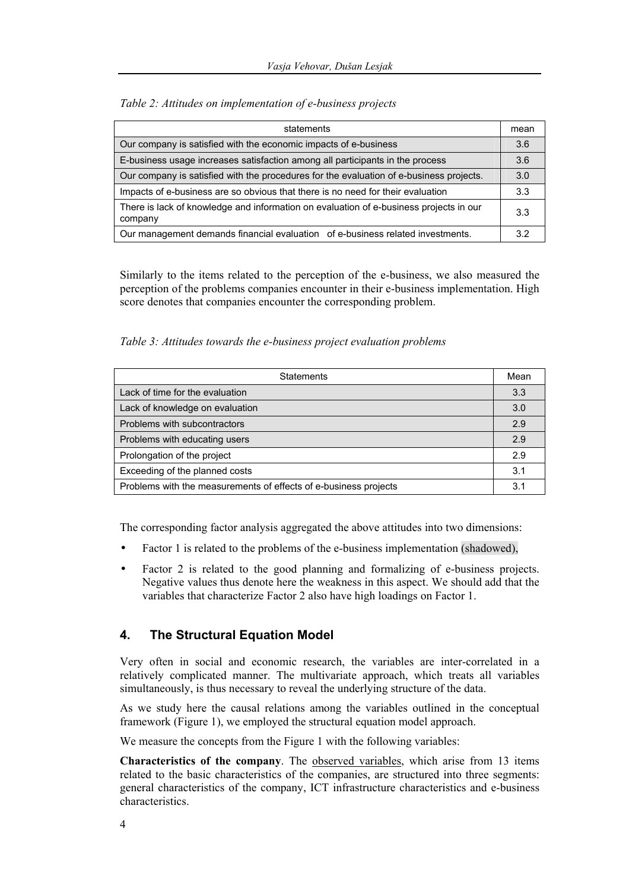*Table 2: Attitudes on implementation of e-business projects*

| statements | mean |
|---|---|
| Our company is satisfied with the economic impacts of e-business | 3.6 |
| E-business usage increases satisfaction among all participants in the process | 3.6 |
| Our company is satisfied with the procedures for the evaluation of e-business projects. | 3.0 |
| Impacts of e-business are so obvious that there is no need for their evaluation | 3.3 |
| There is lack of knowledge and information on evaluation of e-business projects in our company | 3.3 |
| Our management demands financial evaluation of e-business related investments. | 3.2 |

Similarly to the items related to the perception of the e-business, we also measured the perception of the problems companies encounter in their e-business implementation. High score denotes that companies encounter the corresponding problem.

*Table 3: Attitudes towards the e-business project evaluation problems*

| Statements | Mean |
|---|---|
| Lack of time for the evaluation | 3.3 |
| Lack of knowledge on evaluation | 3.0 |
| Problems with subcontractors | 2.9 |
| Problems with educating users | 2.9 |
| Prolongation of the project | 2.9 |
| Exceeding of the planned costs | 3.1 |
| Problems with the measurements of effects of e-business projects | 3.1 |

The corresponding factor analysis aggregated the above attitudes into two dimensions:

- Factor 1 is related to the problems of the e-business implementation (shadowed),
- Factor 2 is related to the good planning and formalizing of e-business projects. Negative values thus denote here the weakness in this aspect. We should add that the variables that characterize Factor 2 also have high loadings on Factor 1.

## 4. The Structural Equation Model

Very often in social and economic research, the variables are inter-correlated in a relatively complicated manner. The multivariate approach, which treats all variables simultaneously, is thus necessary to reveal the underlying structure of the data.

As we study here the causal relations among the variables outlined in the conceptual framework (Figure 1), we employed the structural equation model approach.

We measure the concepts from the Figure 1 with the following variables:

**Characteristics of the company**. The observed variables, which arise from 13 items related to the basic characteristics of the companies, are structured into three segments: general characteristics of the company, ICT infrastructure characteristics and e-business characteristics.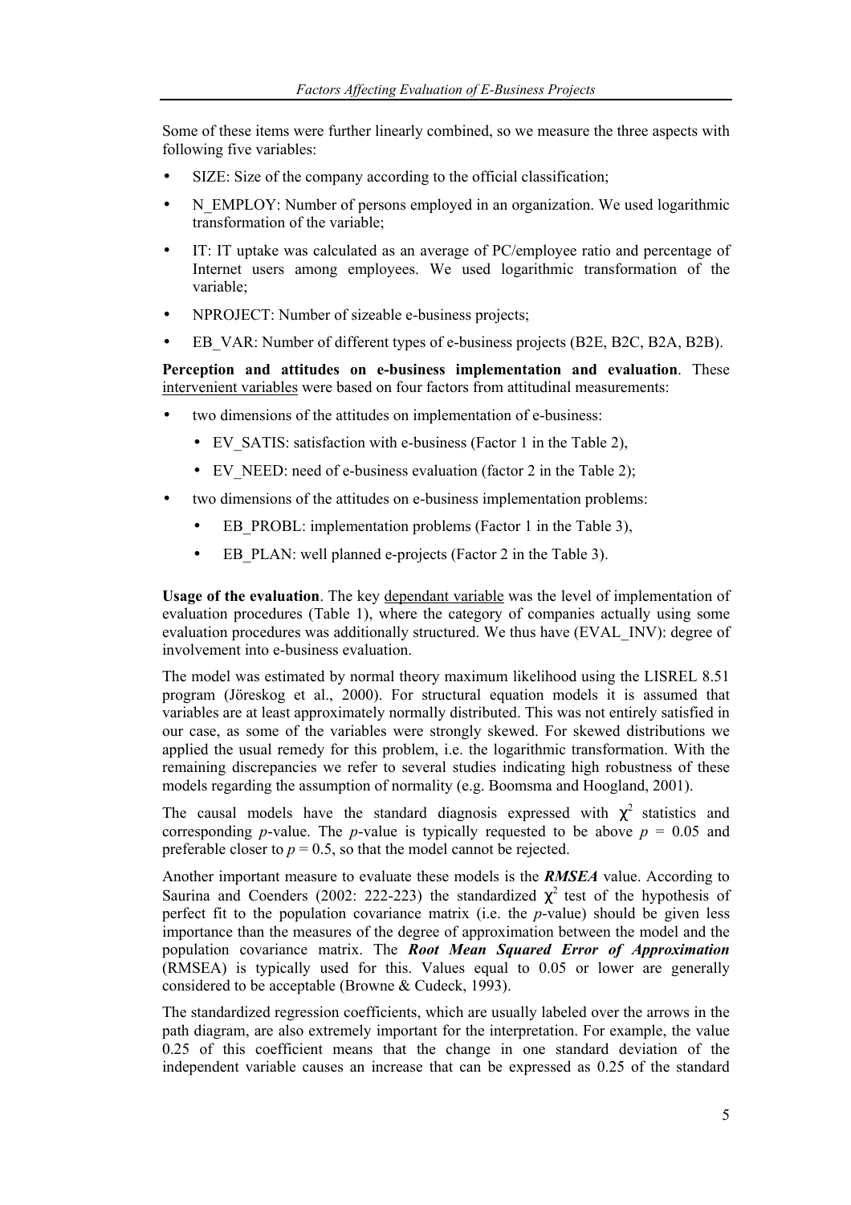Some of these items were further linearly combined, so we measure the three aspects with following five variables:

- SIZE: Size of the company according to the official classification;
- N_EMPLOY: Number of persons employed in an organization. We used logarithmic transformation of the variable;
- IT: IT uptake was calculated as an average of PC/employee ratio and percentage of Internet users among employees. We used logarithmic transformation of the variable;
- NPROJECT: Number of sizeable e-business projects;
- EB_VAR: Number of different types of e-business projects (B2E, B2C, B2A, B2B).

**Perception and attitudes on e-business implementation and evaluation**. These intervenient variables were based on four factors from attitudinal measurements:

- two dimensions of the attitudes on implementation of e-business:
  - EV_SATIS: satisfaction with e-business (Factor 1 in the Table 2),
  - EV_NEED: need of e-business evaluation (factor 2 in the Table 2);
- two dimensions of the attitudes on e-business implementation problems:
  - EB_PROBL: implementation problems (Factor 1 in the Table 3),
  - EB_PLAN: well planned e-projects (Factor 2 in the Table 3).

**Usage of the evaluation**. The key dependant variable was the level of implementation of evaluation procedures (Table 1), where the category of companies actually using some evaluation procedures was additionally structured. We thus have (EVAL_INV): degree of involvement into e-business evaluation.

The model was estimated by normal theory maximum likelihood using the LISREL 8.51 program (Jöreskog et al., 2000). For structural equation models it is assumed that variables are at least approximately normally distributed. This was not entirely satisfied in our case, as some of the variables were strongly skewed. For skewed distributions we applied the usual remedy for this problem, i.e. the logarithmic transformation. With the remaining discrepancies we refer to several studies indicating high robustness of these models regarding the assumption of normality (e.g. Boomsma and Hoogland, 2001).

The causal models have the standard diagnosis expressed with $\chi^2$ statistics and corresponding *p*-value. The *p*-value is typically requested to be above $p = 0.05$ and preferable closer to $p = 0.5$, so that the model cannot be rejected.

Another important measure to evaluate these models is the ***RMSEA*** value. According to Saurina and Coenders (2002: 222-223) the standardized $\chi^2$ test of the hypothesis of perfect fit to the population covariance matrix (i.e. the *p*-value) should be given less importance than the measures of the degree of approximation between the model and the population covariance matrix. The ***Root Mean Squared Error of Approximation*** (RMSEA) is typically used for this. Values equal to 0.05 or lower are generally considered to be acceptable (Browne & Cudeck, 1993).

The standardized regression coefficients, which are usually labeled over the arrows in the path diagram, are also extremely important for the interpretation. For example, the value 0.25 of this coefficient means that the change in one standard deviation of the independent variable causes an increase that can be expressed as 0.25 of the standard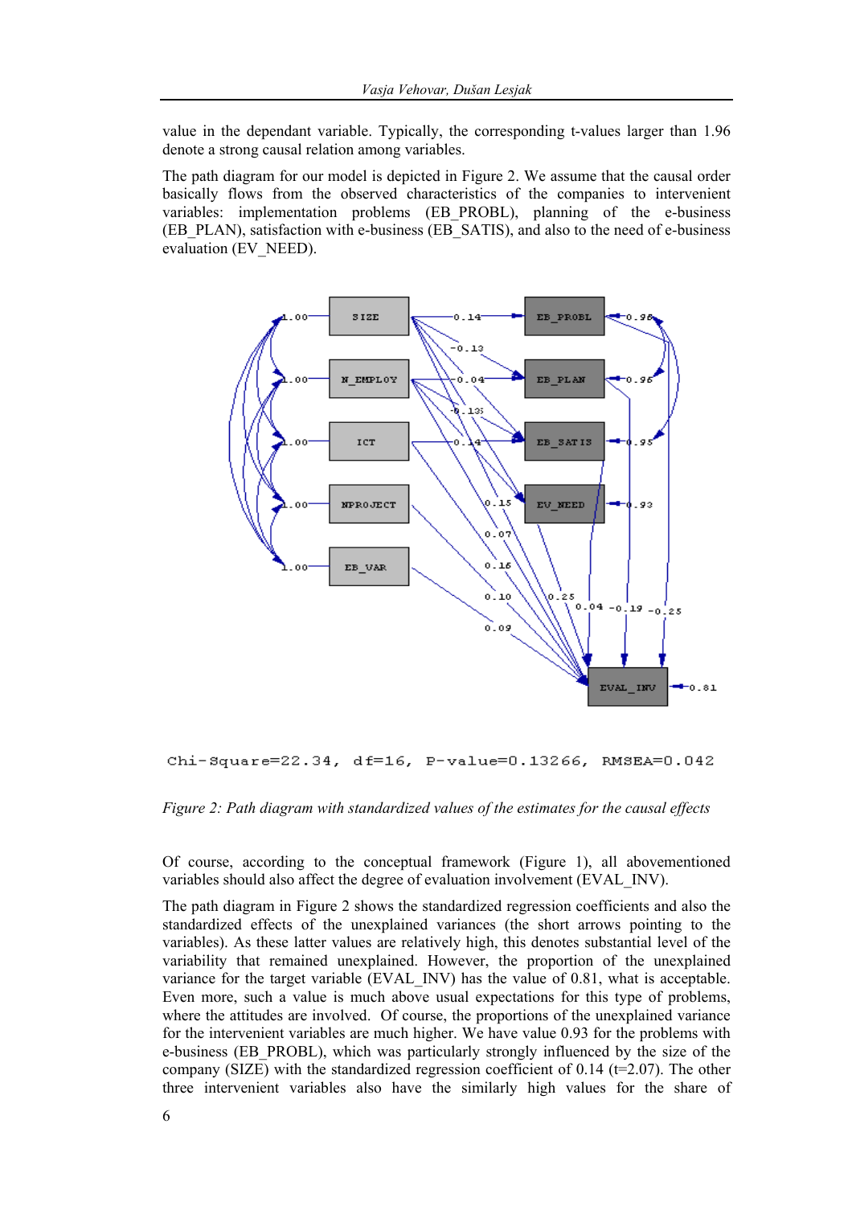value in the dependant variable. Typically, the corresponding t-values larger than 1.96 denote a strong causal relation among variables.

The path diagram for our model is depicted in Figure 2. We assume that the causal order basically flows from the observed characteristics of the companies to intervenient variables: implementation problems (EB_PROBL), planning of the e-business (EB_PLAN), satisfaction with e-business (EB_SATIS), and also to the need of e-business evaluation (EV_NEED).

SIZE
N_EMPLOY
ICT
NPROJECT
EB_VAR
EB_PROBL
EB_PLAN
EB_SATIS
EV_NEED
EVAL_INV

1.00
1.00
1.00
1.00
1.00

0.14
-0.13
-0.04
-0.135
0.14
0.15
0.07
0.16
0.10
0.09
0.25
0.04
-0.19
-0.25

0.96
0.96
0.95
0.93
0.81

Chi-Square=22.34, df=16, P-value=0.13266, RMSEA=0.042

*Figure 2: Path diagram with standardized values of the estimates for the causal effects*

Of course, according to the conceptual framework (Figure 1), all abovementioned variables should also affect the degree of evaluation involvement (EVAL_INV).

The path diagram in Figure 2 shows the standardized regression coefficients and also the standardized effects of the unexplained variances (the short arrows pointing to the variables). As these latter values are relatively high, this denotes substantial level of the variability that remained unexplained. However, the proportion of the unexplained variance for the target variable (EVAL_INV) has the value of 0.81, what is acceptable. Even more, such a value is much above usual expectations for this type of problems, where the attitudes are involved. Of course, the proportions of the unexplained variance for the intervenient variables are much higher. We have value 0.93 for the problems with e-business (EB_PROBL), which was particularly strongly influenced by the size of the company (SIZE) with the standardized regression coefficient of 0.14 (t=2.07). The other three intervenient variables also have the similarly high values for the share of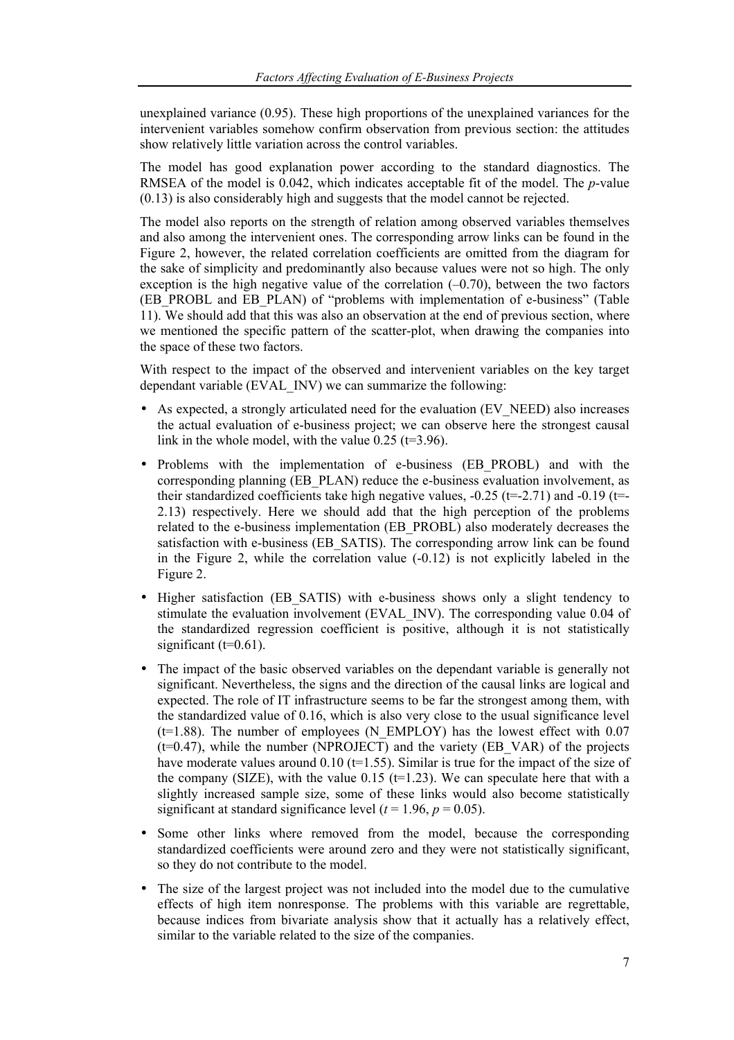unexplained variance (0.95). These high proportions of the unexplained variances for the intervenient variables somehow confirm observation from previous section: the attitudes show relatively little variation across the control variables.

The model has good explanation power according to the standard diagnostics. The RMSEA of the model is 0.042, which indicates acceptable fit of the model. The *p*-value (0.13) is also considerably high and suggests that the model cannot be rejected.

The model also reports on the strength of relation among observed variables themselves and also among the intervenient ones. The corresponding arrow links can be found in the Figure 2, however, the related correlation coefficients are omitted from the diagram for the sake of simplicity and predominantly also because values were not so high. The only exception is the high negative value of the correlation (–0.70), between the two factors (EB_PROBL and EB_PLAN) of "problems with implementation of e-business" (Table 11). We should add that this was also an observation at the end of previous section, where we mentioned the specific pattern of the scatter-plot, when drawing the companies into the space of these two factors.

With respect to the impact of the observed and intervenient variables on the key target dependant variable (EVAL_INV) we can summarize the following:

- As expected, a strongly articulated need for the evaluation (EV_NEED) also increases the actual evaluation of e-business project; we can observe here the strongest causal link in the whole model, with the value 0.25 (t=3.96).
- Problems with the implementation of e-business (EB_PROBL) and with the corresponding planning (EB_PLAN) reduce the e-business evaluation involvement, as their standardized coefficients take high negative values, -0.25 (t=-2.71) and -0.19 (t=-2.13) respectively. Here we should add that the high perception of the problems related to the e-business implementation (EB_PROBL) also moderately decreases the satisfaction with e-business (EB_SATIS). The corresponding arrow link can be found in the Figure 2, while the correlation value (-0.12) is not explicitly labeled in the Figure 2.
- Higher satisfaction (EB_SATIS) with e-business shows only a slight tendency to stimulate the evaluation involvement (EVAL_INV). The corresponding value 0.04 of the standardized regression coefficient is positive, although it is not statistically significant (t=0.61).
- The impact of the basic observed variables on the dependant variable is generally not significant. Nevertheless, the signs and the direction of the causal links are logical and expected. The role of IT infrastructure seems to be far the strongest among them, with the standardized value of 0.16, which is also very close to the usual significance level (t=1.88). The number of employees (N_EMPLOY) has the lowest effect with 0.07 (t=0.47), while the number (NPROJECT) and the variety (EB_VAR) of the projects have moderate values around 0.10 (t=1.55). Similar is true for the impact of the size of the company (SIZE), with the value 0.15 (t=1.23). We can speculate here that with a slightly increased sample size, some of these links would also become statistically significant at standard significance level ($t = 1.96$, $p = 0.05$).
- Some other links where removed from the model, because the corresponding standardized coefficients were around zero and they were not statistically significant, so they do not contribute to the model.
- The size of the largest project was not included into the model due to the cumulative effects of high item nonresponse. The problems with this variable are regrettable, because indices from bivariate analysis show that it actually has a relatively effect, similar to the variable related to the size of the companies.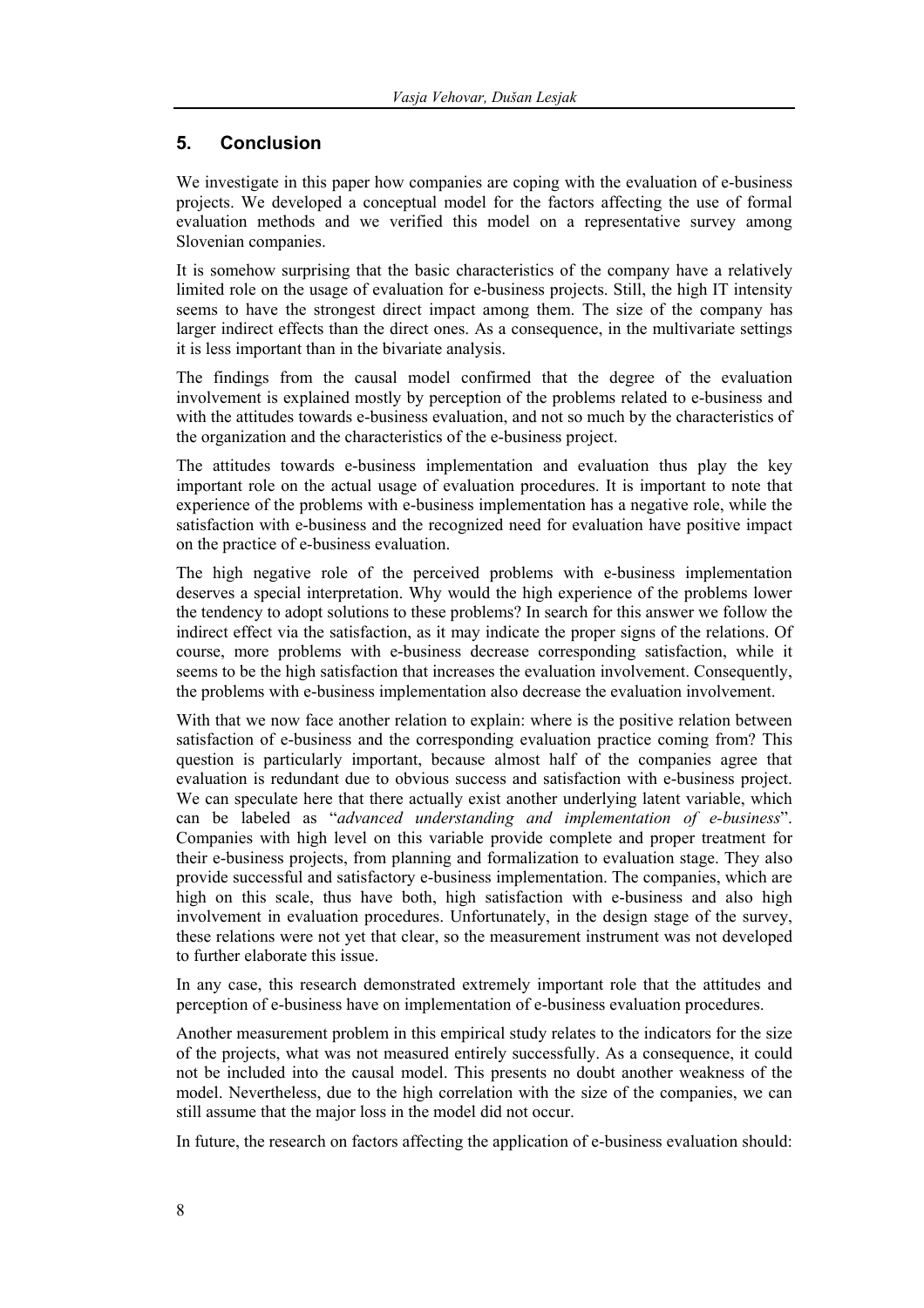## 5. Conclusion

We investigate in this paper how companies are coping with the evaluation of e-business projects. We developed a conceptual model for the factors affecting the use of formal evaluation methods and we verified this model on a representative survey among Slovenian companies.

It is somehow surprising that the basic characteristics of the company have a relatively limited role on the usage of evaluation for e-business projects. Still, the high IT intensity seems to have the strongest direct impact among them. The size of the company has larger indirect effects than the direct ones. As a consequence, in the multivariate settings it is less important than in the bivariate analysis.

The findings from the causal model confirmed that the degree of the evaluation involvement is explained mostly by perception of the problems related to e-business and with the attitudes towards e-business evaluation, and not so much by the characteristics of the organization and the characteristics of the e-business project.

The attitudes towards e-business implementation and evaluation thus play the key important role on the actual usage of evaluation procedures. It is important to note that experience of the problems with e-business implementation has a negative role, while the satisfaction with e-business and the recognized need for evaluation have positive impact on the practice of e-business evaluation.

The high negative role of the perceived problems with e-business implementation deserves a special interpretation. Why would the high experience of the problems lower the tendency to adopt solutions to these problems? In search for this answer we follow the indirect effect via the satisfaction, as it may indicate the proper signs of the relations. Of course, more problems with e-business decrease corresponding satisfaction, while it seems to be the high satisfaction that increases the evaluation involvement. Consequently, the problems with e-business implementation also decrease the evaluation involvement.

With that we now face another relation to explain: where is the positive relation between satisfaction of e-business and the corresponding evaluation practice coming from? This question is particularly important, because almost half of the companies agree that evaluation is redundant due to obvious success and satisfaction with e-business project. We can speculate here that there actually exist another underlying latent variable, which can be labeled as "*advanced understanding and implementation of e-business*". Companies with high level on this variable provide complete and proper treatment for their e-business projects, from planning and formalization to evaluation stage. They also provide successful and satisfactory e-business implementation. The companies, which are high on this scale, thus have both, high satisfaction with e-business and also high involvement in evaluation procedures. Unfortunately, in the design stage of the survey, these relations were not yet that clear, so the measurement instrument was not developed to further elaborate this issue.

In any case, this research demonstrated extremely important role that the attitudes and perception of e-business have on implementation of e-business evaluation procedures.

Another measurement problem in this empirical study relates to the indicators for the size of the projects, what was not measured entirely successfully. As a consequence, it could not be included into the causal model. This presents no doubt another weakness of the model. Nevertheless, due to the high correlation with the size of the companies, we can still assume that the major loss in the model did not occur.

In future, the research on factors affecting the application of e-business evaluation should: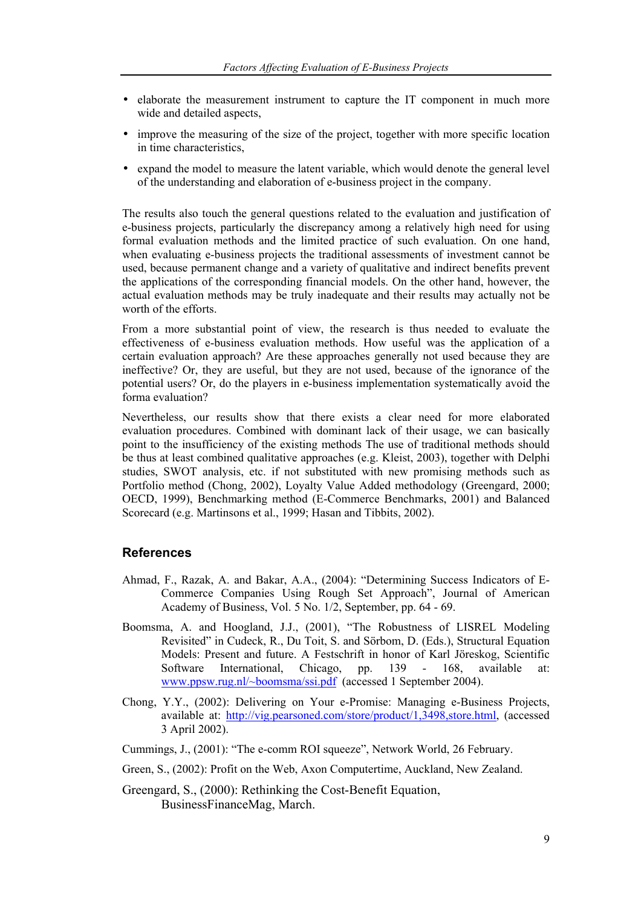- elaborate the measurement instrument to capture the IT component in much more wide and detailed aspects,
- improve the measuring of the size of the project, together with more specific location in time characteristics,
- expand the model to measure the latent variable, which would denote the general level of the understanding and elaboration of e-business project in the company.

The results also touch the general questions related to the evaluation and justification of e-business projects, particularly the discrepancy among a relatively high need for using formal evaluation methods and the limited practice of such evaluation. On one hand, when evaluating e-business projects the traditional assessments of investment cannot be used, because permanent change and a variety of qualitative and indirect benefits prevent the applications of the corresponding financial models. On the other hand, however, the actual evaluation methods may be truly inadequate and their results may actually not be worth of the efforts.

From a more substantial point of view, the research is thus needed to evaluate the effectiveness of e-business evaluation methods. How useful was the application of a certain evaluation approach? Are these approaches generally not used because they are ineffective? Or, they are useful, but they are not used, because of the ignorance of the potential users? Or, do the players in e-business implementation systematically avoid the forma evaluation?

Nevertheless, our results show that there exists a clear need for more elaborated evaluation procedures. Combined with dominant lack of their usage, we can basically point to the insufficiency of the existing methods The use of traditional methods should be thus at least combined qualitative approaches (e.g. Kleist, 2003), together with Delphi studies, SWOT analysis, etc. if not substituted with new promising methods such as Portfolio method (Chong, 2002), Loyalty Value Added methodology (Greengard, 2000; OECD, 1999), Benchmarking method (E-Commerce Benchmarks, 2001) and Balanced Scorecard (e.g. Martinsons et al., 1999; Hasan and Tibbits, 2002).

## References

Ahmad, F., Razak, A. and Bakar, A.A., (2004): "Determining Success Indicators of E-Commerce Companies Using Rough Set Approach", Journal of American Academy of Business, Vol. 5 No. 1/2, September, pp. 64 - 69.

Boomsma, A. and Hoogland, J.J., (2001), "The Robustness of LISREL Modeling Revisited" in Cudeck, R., Du Toit, S. and Sörbom, D. (Eds.), Structural Equation Models: Present and future. A Festschrift in honor of Karl Jöreskog, Scientific Software International, Chicago, pp. 139 - 168, available at: www.ppsw.rug.nl/~boomsma/ssi.pdf (accessed 1 September 2004).

Chong, Y.Y., (2002): Delivering on Your e-Promise: Managing e-Business Projects, available at: http://vig.pearsoned.com/store/product/1,3498,store.html, (accessed 3 April 2002).

Cummings, J., (2001): "The e-comm ROI squeeze", Network World, 26 February.

Green, S., (2002): Profit on the Web, Axon Computertime, Auckland, New Zealand.

Greengard, S., (2000): Rethinking the Cost-Benefit Equation, BusinessFinanceMag, March.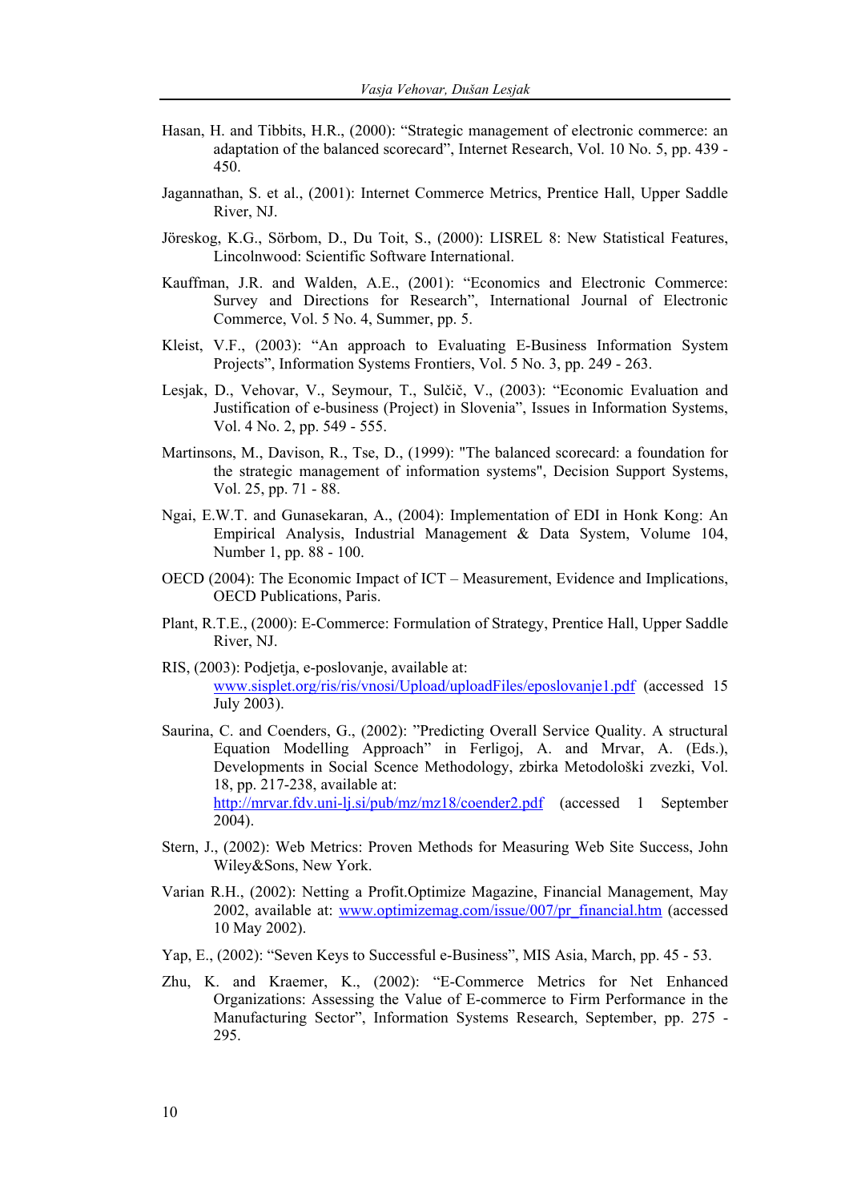Hasan, H. and Tibbits, H.R., (2000): “Strategic management of electronic commerce: an adaptation of the balanced scorecard”, Internet Research, Vol. 10 No. 5, pp. 439 - 450.

Jagannathan, S. et al., (2001): Internet Commerce Metrics, Prentice Hall, Upper Saddle River, NJ.

Jöreskog, K.G., Sörbom, D., Du Toit, S., (2000): LISREL 8: New Statistical Features, Lincolnwood: Scientific Software International.

Kauffman, J.R. and Walden, A.E., (2001): “Economics and Electronic Commerce: Survey and Directions for Research”, International Journal of Electronic Commerce, Vol. 5 No. 4, Summer, pp. 5.

Kleist, V.F., (2003): “An approach to Evaluating E-Business Information System Projects”, Information Systems Frontiers, Vol. 5 No. 3, pp. 249 - 263.

Lesjak, D., Vehovar, V., Seymour, T., Sulčič, V., (2003): “Economic Evaluation and Justification of e-business (Project) in Slovenia”, Issues in Information Systems, Vol. 4 No. 2, pp. 549 - 555.

Martinsons, M., Davison, R., Tse, D., (1999): "The balanced scorecard: a foundation for the strategic management of information systems", Decision Support Systems, Vol. 25, pp. 71 - 88.

Ngai, E.W.T. and Gunasekaran, A., (2004): Implementation of EDI in Honk Kong: An Empirical Analysis, Industrial Management & Data System, Volume 104, Number 1, pp. 88 - 100.

OECD (2004): The Economic Impact of ICT – Measurement, Evidence and Implications, OECD Publications, Paris.

Plant, R.T.E., (2000): E-Commerce: Formulation of Strategy, Prentice Hall, Upper Saddle River, NJ.

RIS, (2003): Podjetja, e-poslovanje, available at: www.sisplet.org/ris/ris/vnosi/Upload/uploadFiles/eposlovanje1.pdf (accessed 15 July 2003).

Saurina, C. and Coenders, G., (2002): ”Predicting Overall Service Quality. A structural Equation Modelling Approach” in Ferligoj, A. and Mrvar, A. (Eds.), Developments in Social Scence Methodology, zbirka Metodološki zvezki, Vol. 18, pp. 217-238, available at: http://mrvar.fdv.uni-lj.si/pub/mz/mz18/coender2.pdf (accessed 1 September 2004).

Stern, J., (2002): Web Metrics: Proven Methods for Measuring Web Site Success, John Wiley&Sons, New York.

Varian R.H., (2002): Netting a Profit.Optimize Magazine, Financial Management, May 2002, available at: www.optimizemag.com/issue/007/pr_financial.htm (accessed 10 May 2002).

Yap, E., (2002): “Seven Keys to Successful e-Business”, MIS Asia, March, pp. 45 - 53.

Zhu, K. and Kraemer, K., (2002): “E-Commerce Metrics for Net Enhanced Organizations: Assessing the Value of E-commerce to Firm Performance in the Manufacturing Sector”, Information Systems Research, September, pp. 275 - 295.